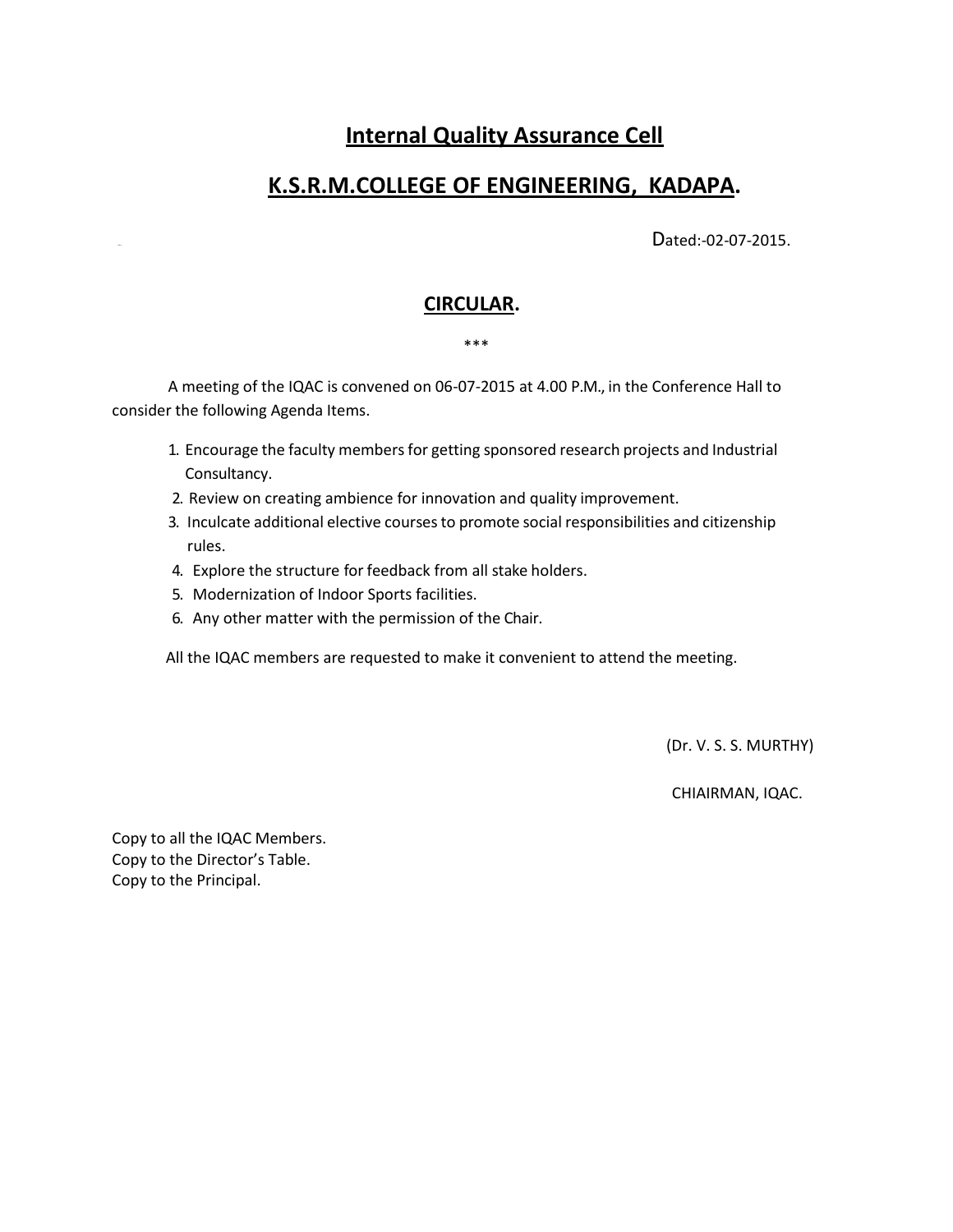# Internal Quality Assurance Cell

# K.S.R.M.COLLEGE OF ENGINEERING, KADAPA.

Dated:-02-07-2015.

## CIRCULAR.

***

A meeting of the IQAC is convened on 06-07-2015 at 4.00 P.M., in the Conference Hall to consider the following Agenda Items.

1. Encourage the faculty members for getting sponsored research projects and Industrial Consultancy.
2. Review on creating ambience for innovation and quality improvement.
3. Inculcate additional elective courses to promote social responsibilities and citizenship rules.
4. Explore the structure for feedback from all stake holders.
5. Modernization of Indoor Sports facilities.
6. Any other matter with the permission of the Chair.

All the IQAC members are requested to make it convenient to attend the meeting.

(Dr. V. S. S. MURTHY)

CHIAIRMAN, IQAC.

Copy to all the IQAC Members.
Copy to the Director's Table.
Copy to the Principal.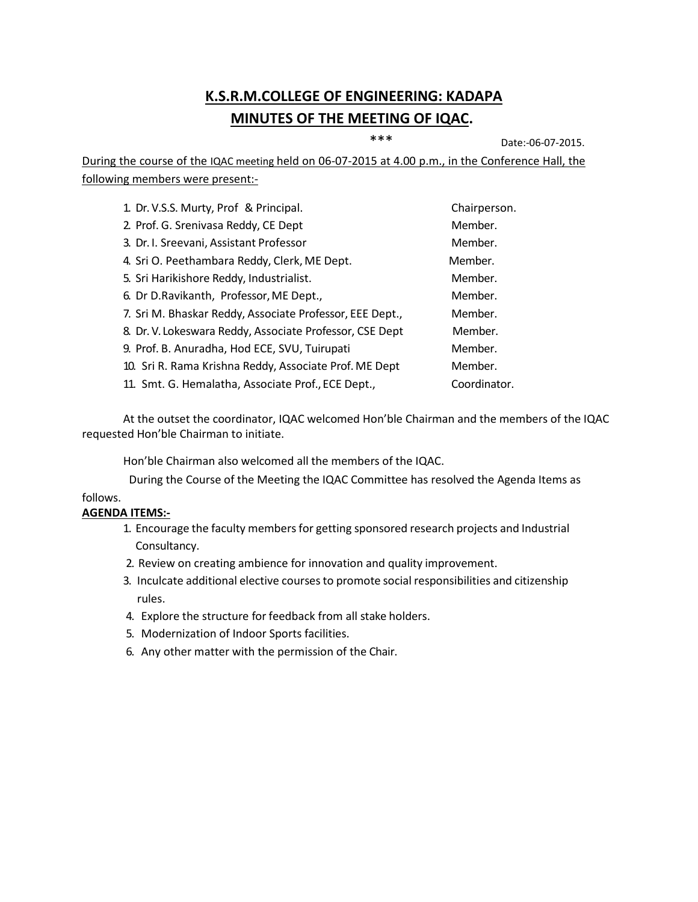# K.S.R.M.COLLEGE OF ENGINEERING: KADAPA

## MINUTES OF THE MEETING OF IQAC.

***

Date:-06-07-2015.

During the course of the IQAC meeting held on 06-07-2015 at 4.00 p.m., in the Conference Hall, the following members were present:-

| | |
|---|---|
| 1. Dr. V.S.S. Murty, Prof & Principal. | Chairperson. |
| 2. Prof. G. Srenivasa Reddy, CE Dept | Member. |
| 3. Dr. I. Sreevani, Assistant Professor | Member. |
| 4. Sri O. Peethambara Reddy, Clerk, ME Dept. | Member. |
| 5. Sri Harikishore Reddy, Industrialist. | Member. |
| 6. Dr D.Ravikanth, Professor, ME Dept., | Member. |
| 7. Sri M. Bhaskar Reddy, Associate Professor, EEE Dept., | Member. |
| 8. Dr. V. Lokeswara Reddy, Associate Professor, CSE Dept | Member. |
| 9. Prof. B. Anuradha, Hod ECE, SVU, Tuirupati | Member. |
| 10. Sri R. Rama Krishna Reddy, Associate Prof. ME Dept | Member. |
| 11. Smt. G. Hemalatha, Associate Prof., ECE Dept., | Coordinator. |

At the outset the coordinator, IQAC welcomed Hon'ble Chairman and the members of the IQAC requested Hon'ble Chairman to initiate.

Hon'ble Chairman also welcomed all the members of the IQAC.

During the Course of the Meeting the IQAC Committee has resolved the Agenda Items as follows.

**AGENDA ITEMS:-**

1. Encourage the faculty members for getting sponsored research projects and Industrial Consultancy.
2. Review on creating ambience for innovation and quality improvement.
3. Inculcate additional elective courses to promote social responsibilities and citizenship rules.
4. Explore the structure for feedback from all stake holders.
5. Modernization of Indoor Sports facilities.
6. Any other matter with the permission of the Chair.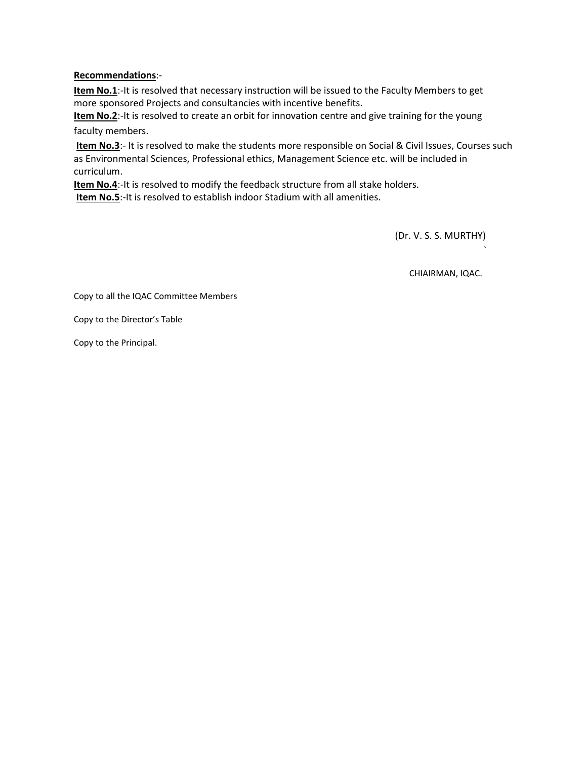**Recommendations**:-

**Item No.1**:-It is resolved that necessary instruction will be issued to the Faculty Members to get more sponsored Projects and consultancies with incentive benefits.

**Item No.2**:-It is resolved to create an orbit for innovation centre and give training for the young faculty members.

**Item No.3**:- It is resolved to make the students more responsible on Social & Civil Issues, Courses such as Environmental Sciences, Professional ethics, Management Science etc. will be included in curriculum.

**Item No.4**:-It is resolved to modify the feedback structure from all stake holders.

**Item No.5**:-It is resolved to establish indoor Stadium with all amenities.

(Dr. V. S. S. MURTHY)

CHIAIRMAN, IQAC.

Copy to all the IQAC Committee Members

Copy to the Director's Table

Copy to the Principal.